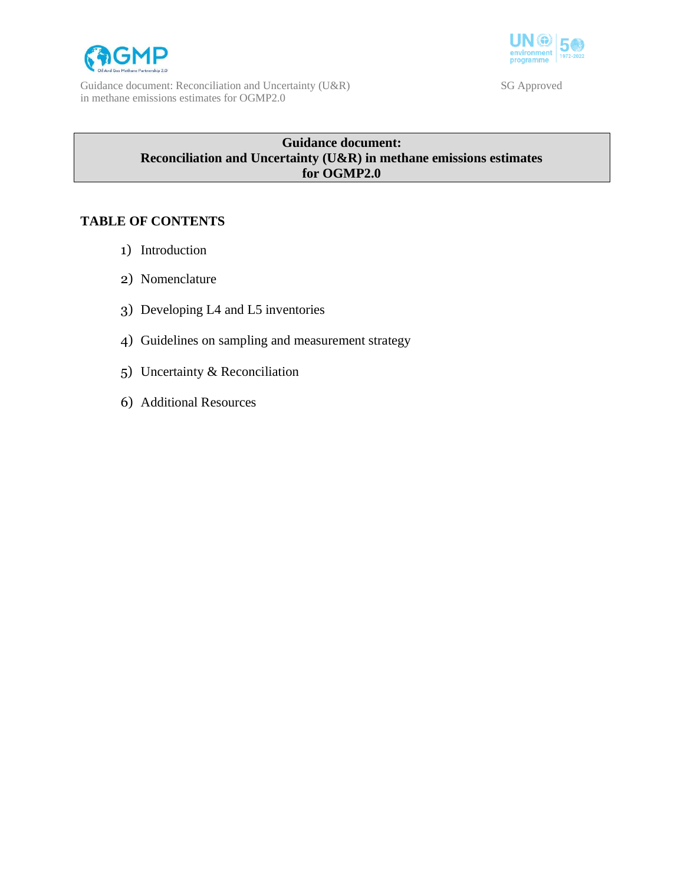# Guidance document: Reconciliation and Uncertainty (U&R) in methane emissions estimates for OGMP2.0

## TABLE OF CONTENTS

1) Introduction
2) Nomenclature
3) Developing L4 and L5 inventories
4) Guidelines on sampling and measurement strategy
5) Uncertainty & Reconciliation
6) Additional Resources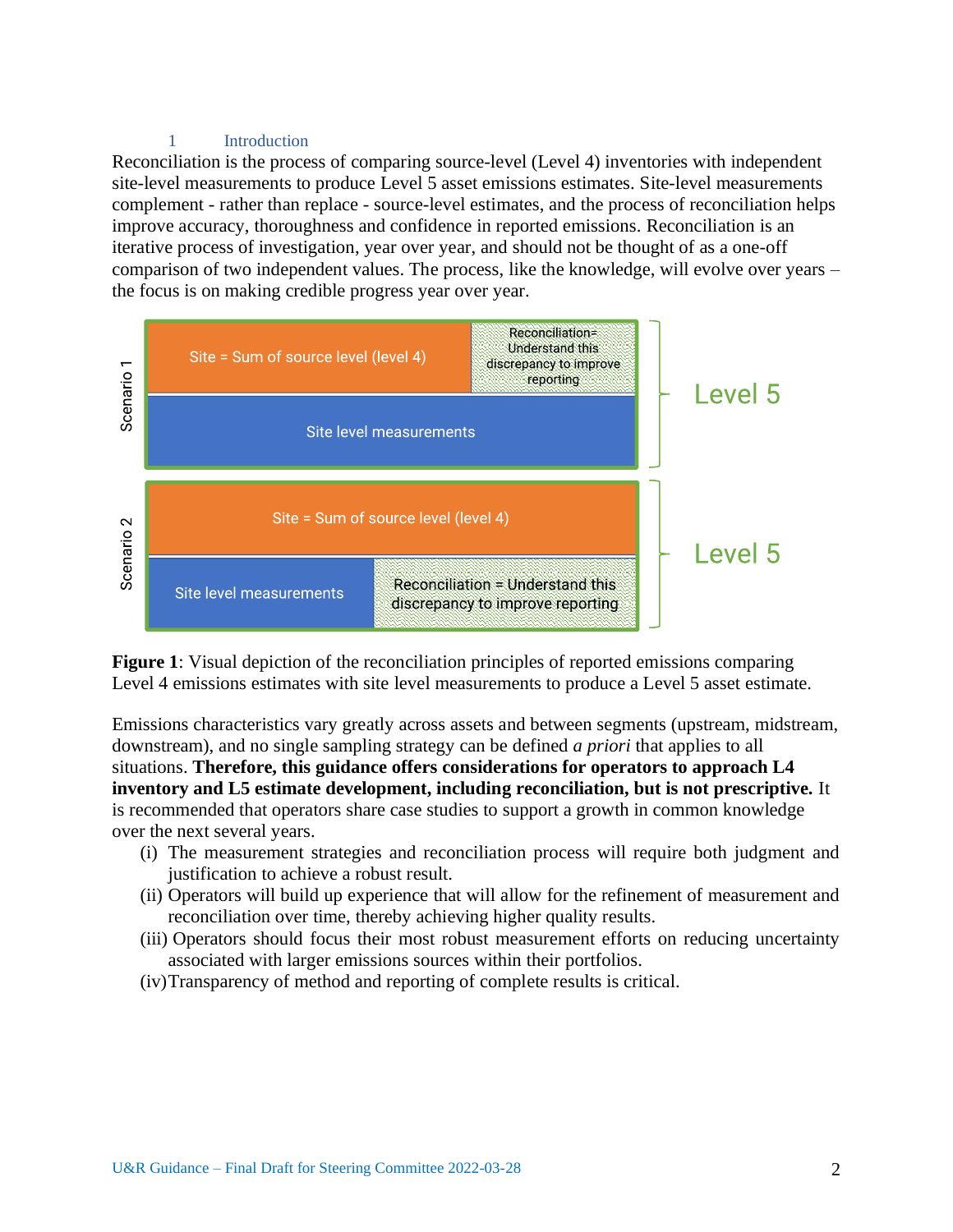# 1 Introduction

Reconciliation is the process of comparing source-level (Level 4) inventories with independent site-level measurements to produce Level 5 asset emissions estimates. Site-level measurements complement - rather than replace - source-level estimates, and the process of reconciliation helps improve accuracy, thoroughness and confidence in reported emissions. Reconciliation is an iterative process of investigation, year over year, and should not be thought of as a one-off comparison of two independent values. The process, like the knowledge, will evolve over years – the focus is on making credible progress year over year.

**Figure 1**: Visual depiction of the reconciliation principles of reported emissions comparing Level 4 emissions estimates with site level measurements to produce a Level 5 asset estimate.

Emissions characteristics vary greatly across assets and between segments (upstream, midstream, downstream), and no single sampling strategy can be defined *a priori* that applies to all situations. **Therefore, this guidance offers considerations for operators to approach L4 inventory and L5 estimate development, including reconciliation, but is not prescriptive.** It is recommended that operators share case studies to support a growth in common knowledge over the next several years.

(i) The measurement strategies and reconciliation process will require both judgment and justification to achieve a robust result.

(ii) Operators will build up experience that will allow for the refinement of measurement and reconciliation over time, thereby achieving higher quality results.

(iii) Operators should focus their most robust measurement efforts on reducing uncertainty associated with larger emissions sources within their portfolios.

(iv) Transparency of method and reporting of complete results is critical.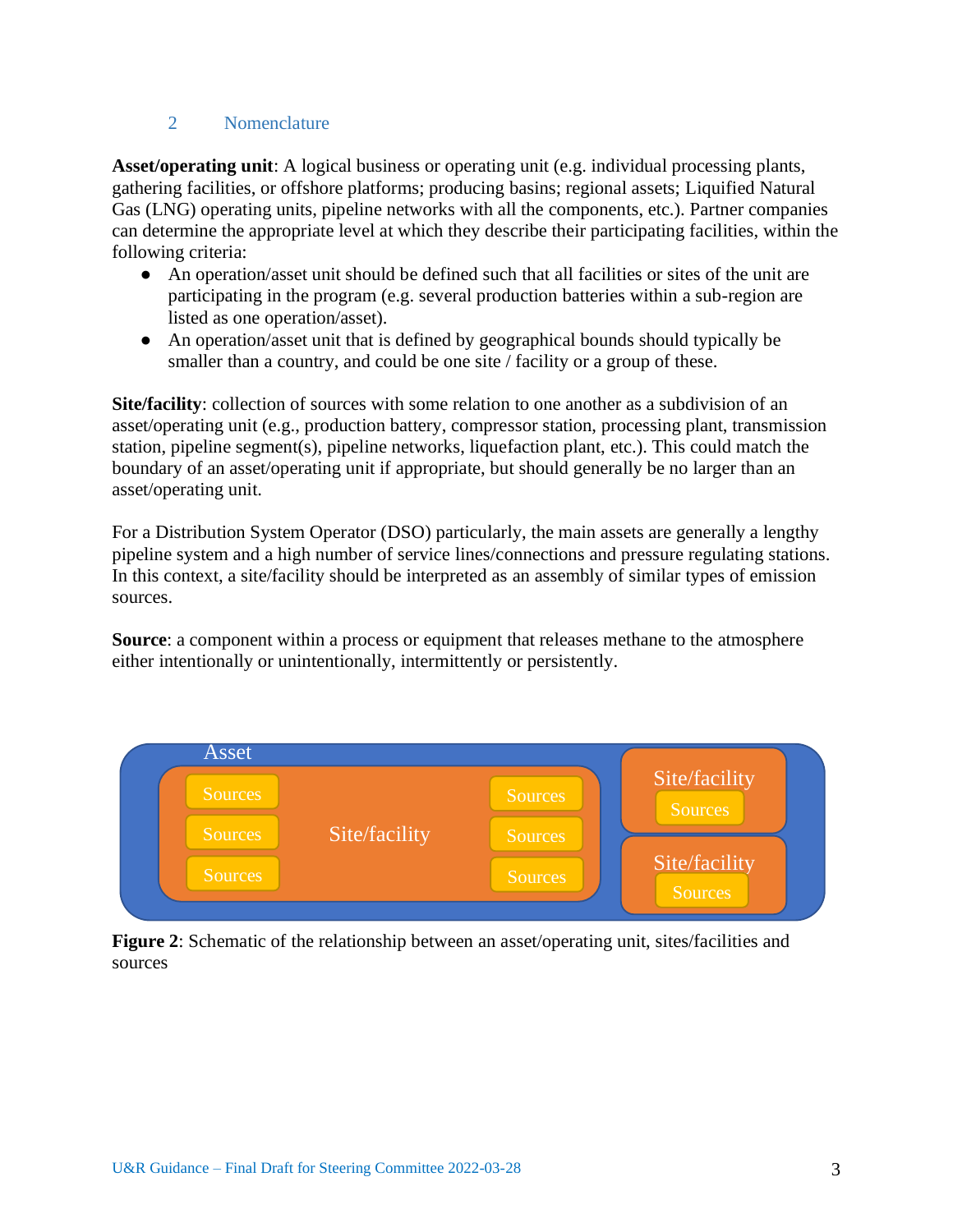## 2 Nomenclature

**Asset/operating unit**: A logical business or operating unit (e.g. individual processing plants, gathering facilities, or offshore platforms; producing basins; regional assets; Liquified Natural Gas (LNG) operating units, pipeline networks with all the components, etc.). Partner companies can determine the appropriate level at which they describe their participating facilities, within the following criteria:

- An operation/asset unit should be defined such that all facilities or sites of the unit are participating in the program (e.g. several production batteries within a sub-region are listed as one operation/asset).
- An operation/asset unit that is defined by geographical bounds should typically be smaller than a country, and could be one site / facility or a group of these.

**Site/facility**: collection of sources with some relation to one another as a subdivision of an asset/operating unit (e.g., production battery, compressor station, processing plant, transmission station, pipeline segment(s), pipeline networks, liquefaction plant, etc.). This could match the boundary of an asset/operating unit if appropriate, but should generally be no larger than an asset/operating unit.

For a Distribution System Operator (DSO) particularly, the main assets are generally a lengthy pipeline system and a high number of service lines/connections and pressure regulating stations. In this context, a site/facility should be interpreted as an assembly of similar types of emission sources.

**Source**: a component within a process or equipment that releases methane to the atmosphere either intentionally or unintentionally, intermittently or persistently.

**Figure 2**: Schematic of the relationship between an asset/operating unit, sites/facilities and sources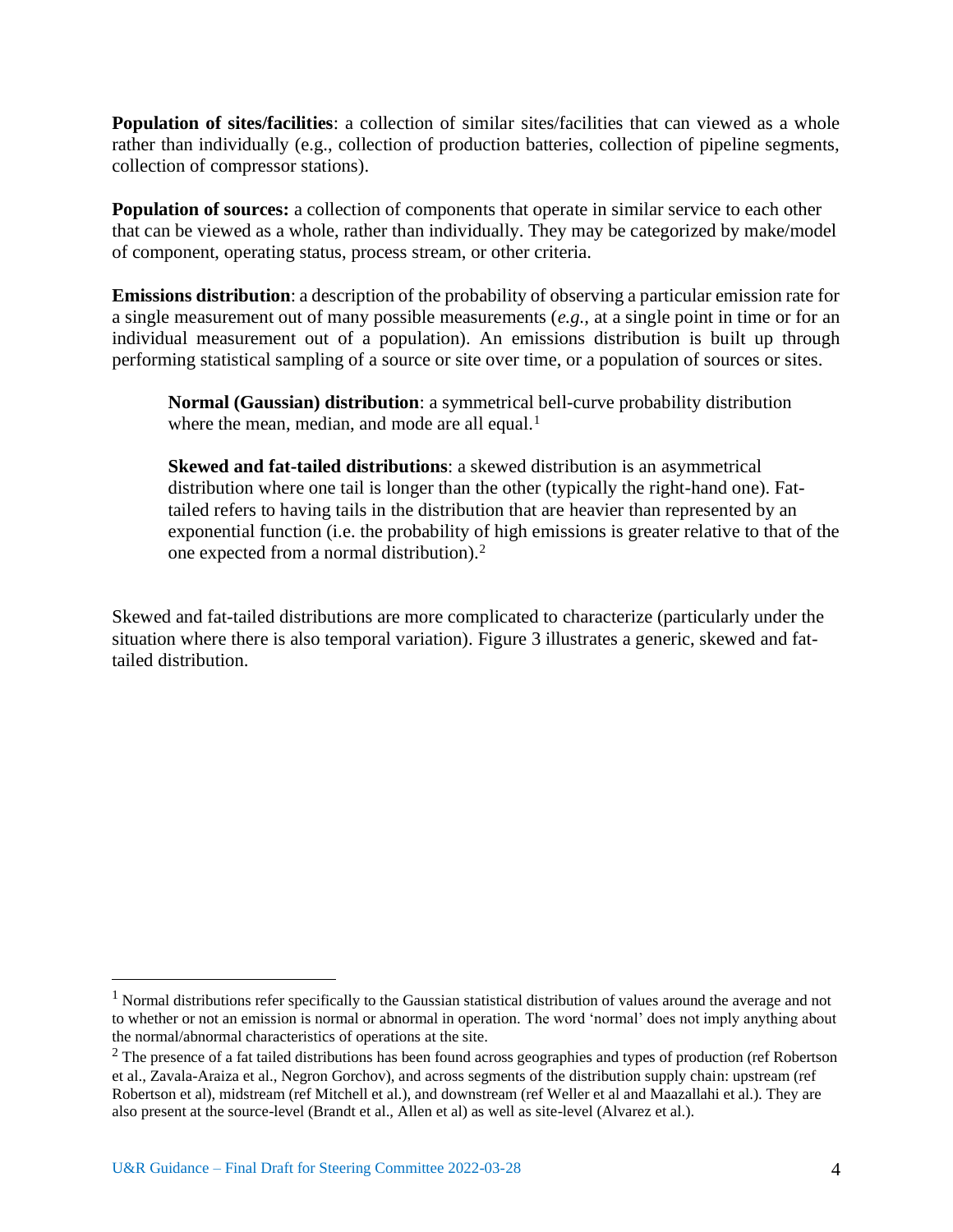**Population of sites/facilities**: a collection of similar sites/facilities that can viewed as a whole rather than individually (e.g., collection of production batteries, collection of pipeline segments, collection of compressor stations).

**Population of sources:** a collection of components that operate in similar service to each other that can be viewed as a whole, rather than individually. They may be categorized by make/model of component, operating status, process stream, or other criteria.

**Emissions distribution**: a description of the probability of observing a particular emission rate for a single measurement out of many possible measurements (*e.g.*, at a single point in time or for an individual measurement out of a population). An emissions distribution is built up through performing statistical sampling of a source or site over time, or a population of sources or sites.

> **Normal (Gaussian) distribution**: a symmetrical bell-curve probability distribution where the mean, median, and mode are all equal.[1]
>
> **Skewed and fat-tailed distributions**: a skewed distribution is an asymmetrical distribution where one tail is longer than the other (typically the right-hand one). Fat-tailed refers to having tails in the distribution that are heavier than represented by an exponential function (i.e. the probability of high emissions is greater relative to that of the one expected from a normal distribution).[2]

Skewed and fat-tailed distributions are more complicated to characterize (particularly under the situation where there is also temporal variation). Figure 3 illustrates a generic, skewed and fat-tailed distribution.

---

[1] Normal distributions refer specifically to the Gaussian statistical distribution of values around the average and not to whether or not an emission is normal or abnormal in operation. The word 'normal' does not imply anything about the normal/abnormal characteristics of operations at the site.

[2] The presence of a fat tailed distributions has been found across geographies and types of production (ref Robertson et al., Zavala-Araiza et al., Negron Gorchov), and across segments of the distribution supply chain: upstream (ref Robertson et al), midstream (ref Mitchell et al.), and downstream (ref Weller et al and Maazallahi et al.). They are also present at the source-level (Brandt et al., Allen et al) as well as site-level (Alvarez et al.).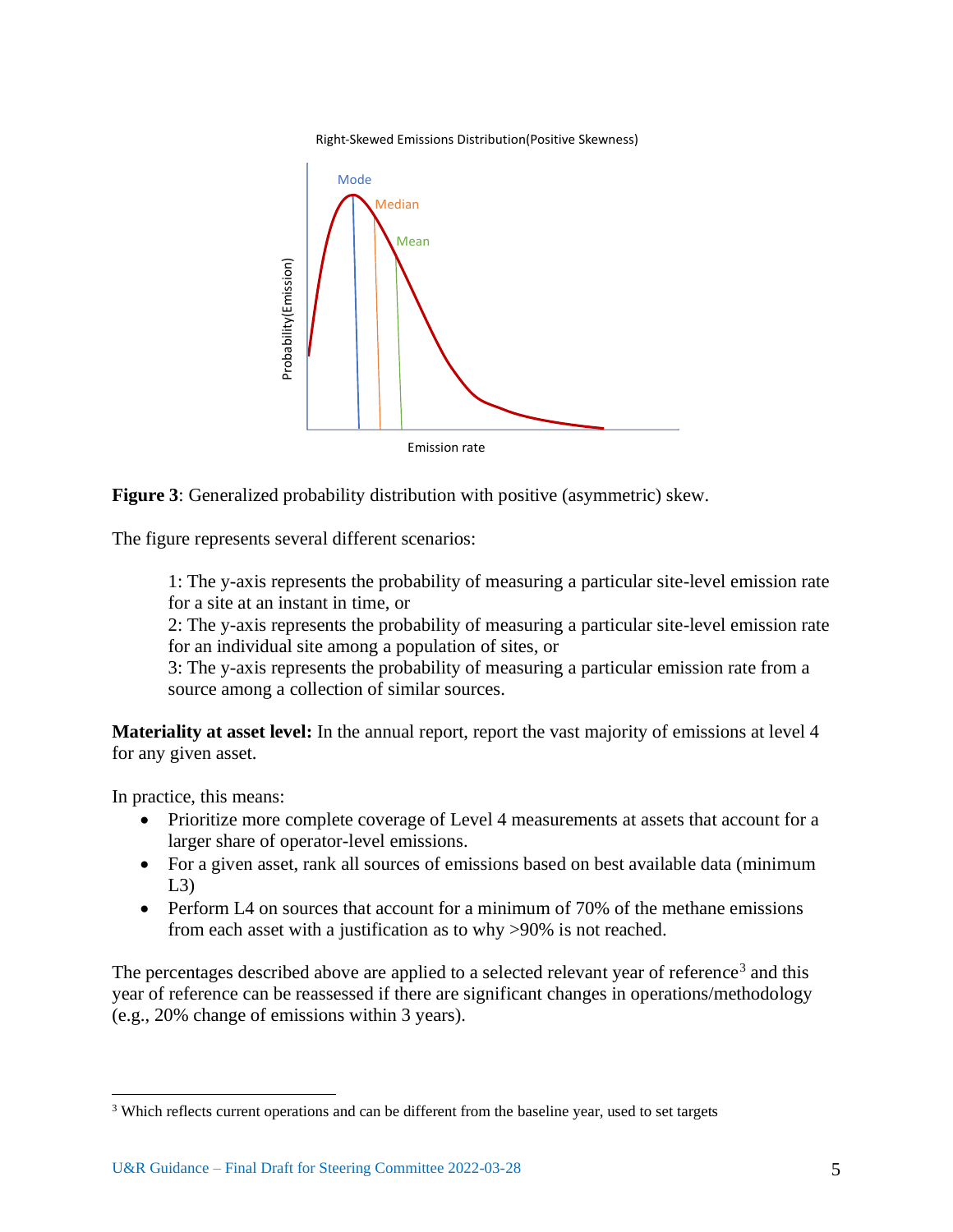Figure 3: Generalized probability distribution with positive (asymmetric) skew.

The figure represents several different scenarios:

> 1: The y-axis represents the probability of measuring a particular site-level emission rate for a site at an instant in time, or
> 2: The y-axis represents the probability of measuring a particular site-level emission rate for an individual site among a population of sites, or
> 3: The y-axis represents the probability of measuring a particular emission rate from a source among a collection of similar sources.

**Materiality at asset level:** In the annual report, report the vast majority of emissions at level 4 for any given asset.

In practice, this means:

- Prioritize more complete coverage of Level 4 measurements at assets that account for a larger share of operator-level emissions.
- For a given asset, rank all sources of emissions based on best available data (minimum L3)
- Perform L4 on sources that account for a minimum of 70% of the methane emissions from each asset with a justification as to why >90% is not reached.

The percentages described above are applied to a selected relevant year of reference[3] and this year of reference can be reassessed if there are significant changes in operations/methodology (e.g., 20% change of emissions within 3 years).

[3] Which reflects current operations and can be different from the baseline year, used to set targets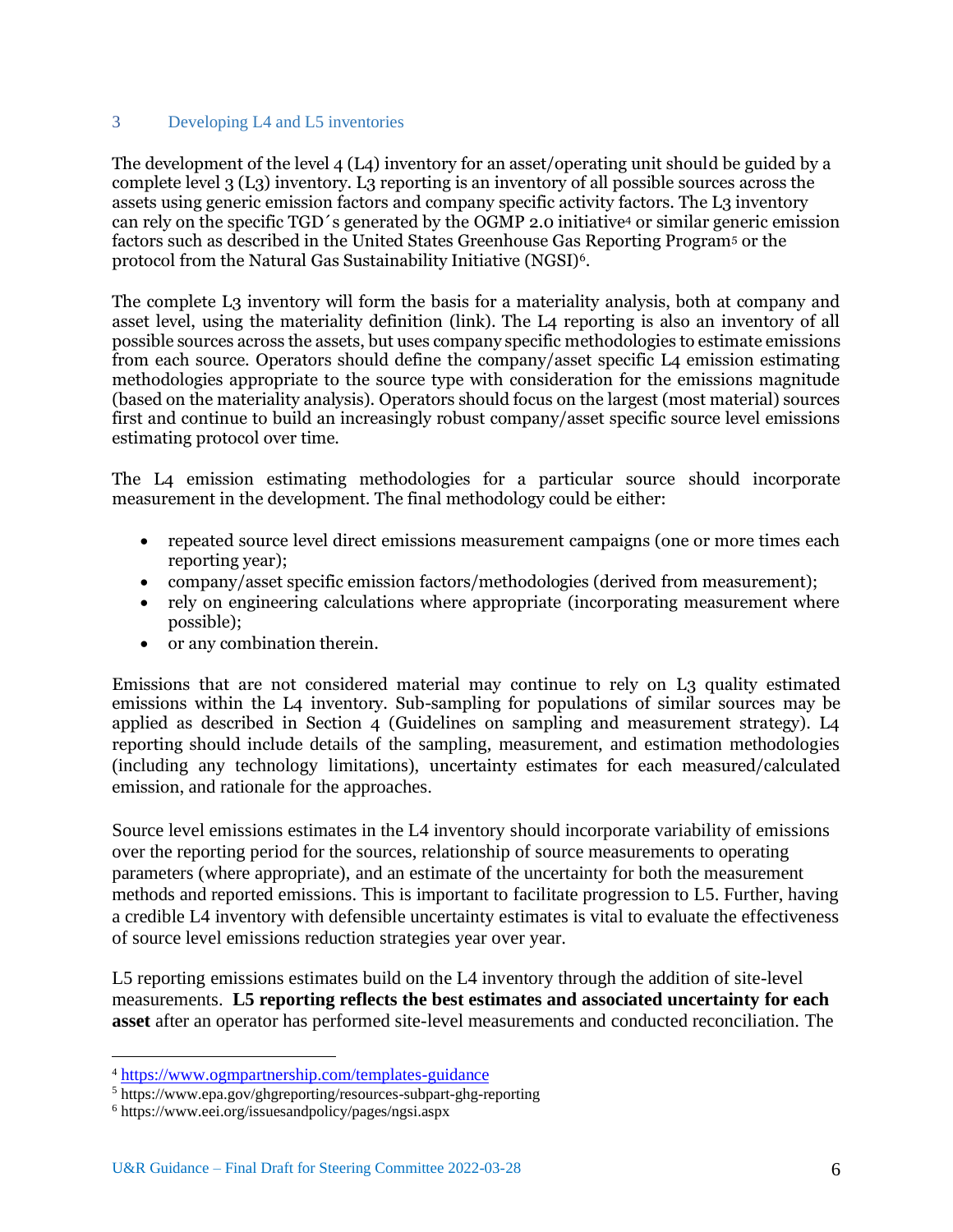## 3 Developing L4 and L5 inventories

The development of the level 4 (L4) inventory for an asset/operating unit should be guided by a complete level 3 (L3) inventory. L3 reporting is an inventory of all possible sources across the assets using generic emission factors and company specific activity factors. The L3 inventory can rely on the specific TGD´s generated by the OGMP 2.0 initiative[4] or similar generic emission factors such as described in the United States Greenhouse Gas Reporting Program[5] or the protocol from the Natural Gas Sustainability Initiative (NGSI)[6].

The complete L3 inventory will form the basis for a materiality analysis, both at company and asset level, using the materiality definition (link). The L4 reporting is also an inventory of all possible sources across the assets, but uses company specific methodologies to estimate emissions from each source. Operators should define the company/asset specific L4 emission estimating methodologies appropriate to the source type with consideration for the emissions magnitude (based on the materiality analysis). Operators should focus on the largest (most material) sources first and continue to build an increasingly robust company/asset specific source level emissions estimating protocol over time.

The L4 emission estimating methodologies for a particular source should incorporate measurement in the development. The final methodology could be either:

- repeated source level direct emissions measurement campaigns (one or more times each reporting year);
- company/asset specific emission factors/methodologies (derived from measurement);
- rely on engineering calculations where appropriate (incorporating measurement where possible);
- or any combination therein.

Emissions that are not considered material may continue to rely on L3 quality estimated emissions within the L4 inventory. Sub-sampling for populations of similar sources may be applied as described in Section 4 (Guidelines on sampling and measurement strategy). L4 reporting should include details of the sampling, measurement, and estimation methodologies (including any technology limitations), uncertainty estimates for each measured/calculated emission, and rationale for the approaches.

Source level emissions estimates in the L4 inventory should incorporate variability of emissions over the reporting period for the sources, relationship of source measurements to operating parameters (where appropriate), and an estimate of the uncertainty for both the measurement methods and reported emissions. This is important to facilitate progression to L5. Further, having a credible L4 inventory with defensible uncertainty estimates is vital to evaluate the effectiveness of source level emissions reduction strategies year over year.

L5 reporting emissions estimates build on the L4 inventory through the addition of site-level measurements. **L5 reporting reflects the best estimates and associated uncertainty for each asset** after an operator has performed site-level measurements and conducted reconciliation. The

---

[4] https://www.ogmpartnership.com/templates-guidance

[5] https://www.epa.gov/ghgreporting/resources-subpart-ghg-reporting

[6] https://www.eei.org/issuesandpolicy/pages/ngsi.aspx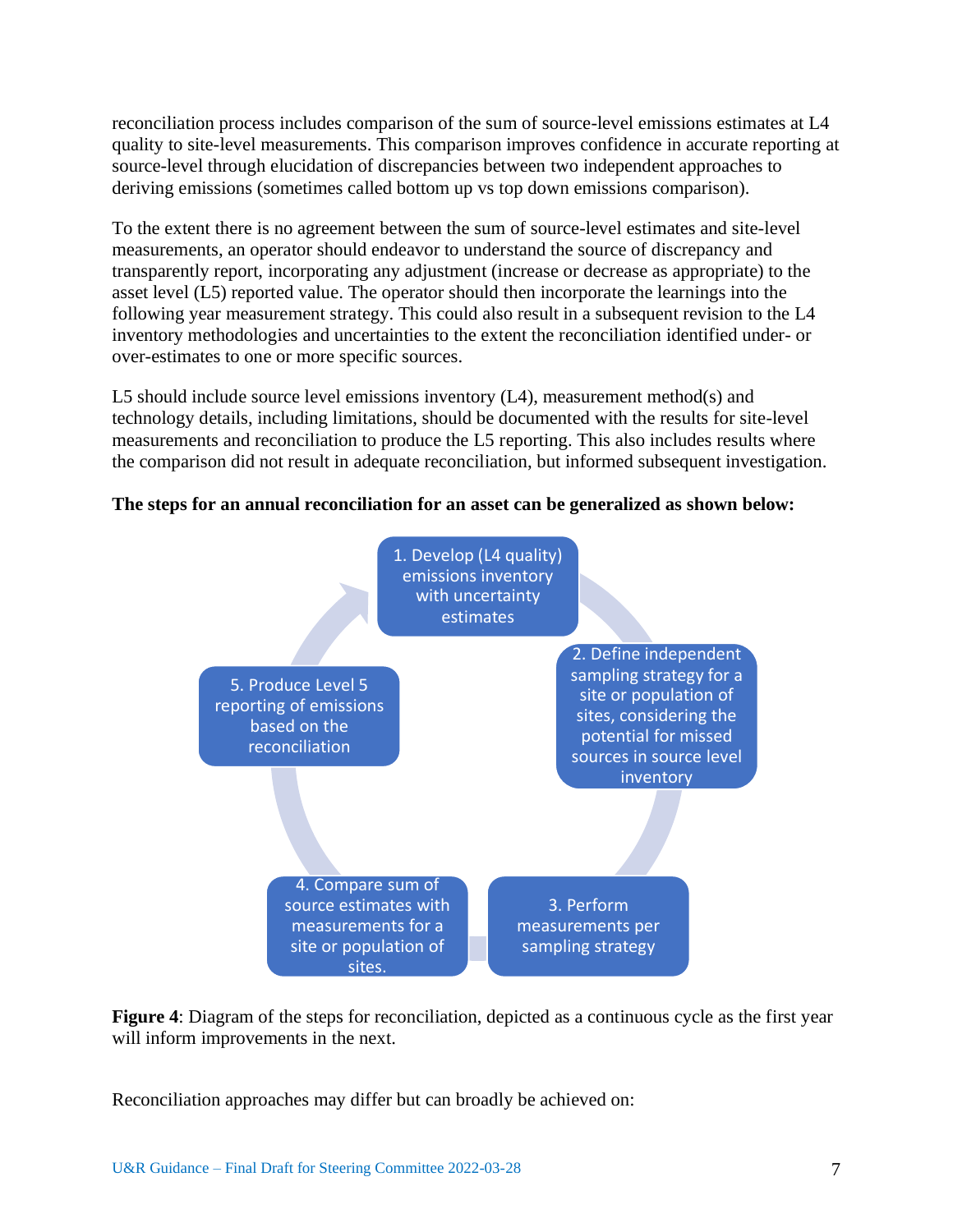reconciliation process includes comparison of the sum of source-level emissions estimates at L4 quality to site-level measurements. This comparison improves confidence in accurate reporting at source-level through elucidation of discrepancies between two independent approaches to deriving emissions (sometimes called bottom up vs top down emissions comparison).

To the extent there is no agreement between the sum of source-level estimates and site-level measurements, an operator should endeavor to understand the source of discrepancy and transparently report, incorporating any adjustment (increase or decrease as appropriate) to the asset level (L5) reported value. The operator should then incorporate the learnings into the following year measurement strategy. This could also result in a subsequent revision to the L4 inventory methodologies and uncertainties to the extent the reconciliation identified under- or over-estimates to one or more specific sources.

L5 should include source level emissions inventory (L4), measurement method(s) and technology details, including limitations, should be documented with the results for site-level measurements and reconciliation to produce the L5 reporting. This also includes results where the comparison did not result in adequate reconciliation, but informed subsequent investigation.

**The steps for an annual reconciliation for an asset can be generalized as shown below:**

1. Develop (L4 quality) emissions inventory with uncertainty estimates
2. Define independent sampling strategy for a site or population of sites, considering the potential for missed sources in source level inventory
3. Perform measurements per sampling strategy
4. Compare sum of source estimates with measurements for a site or population of sites.
5. Produce Level 5 reporting of emissions based on the reconciliation

**Figure 4**: Diagram of the steps for reconciliation, depicted as a continuous cycle as the first year will inform improvements in the next.

Reconciliation approaches may differ but can broadly be achieved on: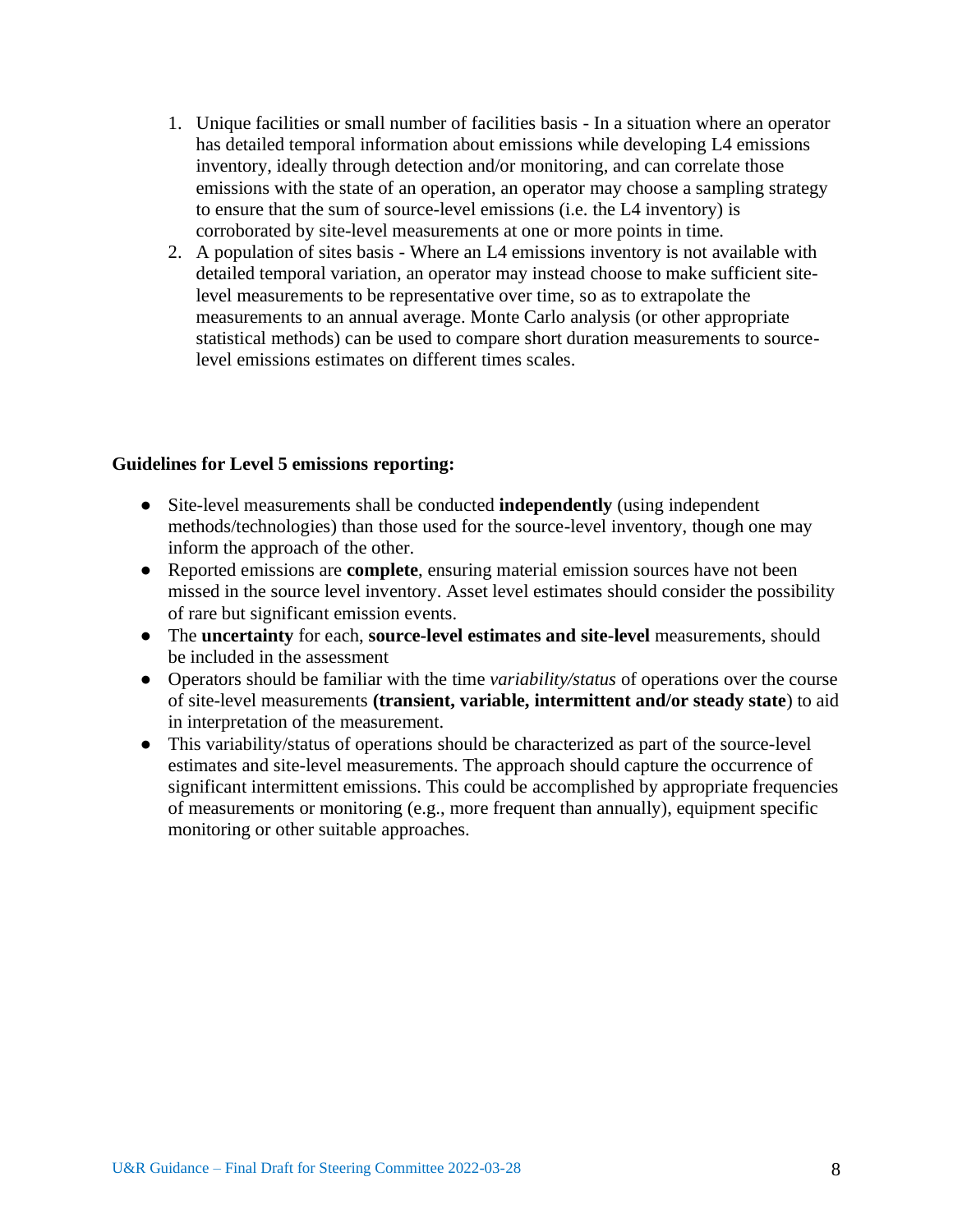1. Unique facilities or small number of facilities basis - In a situation where an operator has detailed temporal information about emissions while developing L4 emissions inventory, ideally through detection and/or monitoring, and can correlate those emissions with the state of an operation, an operator may choose a sampling strategy to ensure that the sum of source-level emissions (i.e. the L4 inventory) is corroborated by site-level measurements at one or more points in time.
2. A population of sites basis - Where an L4 emissions inventory is not available with detailed temporal variation, an operator may instead choose to make sufficient site-level measurements to be representative over time, so as to extrapolate the measurements to an annual average. Monte Carlo analysis (or other appropriate statistical methods) can be used to compare short duration measurements to source-level emissions estimates on different times scales.

**Guidelines for Level 5 emissions reporting:**

- Site-level measurements shall be conducted **independently** (using independent methods/technologies) than those used for the source-level inventory, though one may inform the approach of the other.
- Reported emissions are **complete**, ensuring material emission sources have not been missed in the source level inventory. Asset level estimates should consider the possibility of rare but significant emission events.
- The **uncertainty** for each, **source-level estimates and site-level** measurements, should be included in the assessment
- Operators should be familiar with the time *variability/status* of operations over the course of site-level measurements **(transient, variable, intermittent and/or steady state**) to aid in interpretation of the measurement.
- This variability/status of operations should be characterized as part of the source-level estimates and site-level measurements. The approach should capture the occurrence of significant intermittent emissions. This could be accomplished by appropriate frequencies of measurements or monitoring (e.g., more frequent than annually), equipment specific monitoring or other suitable approaches.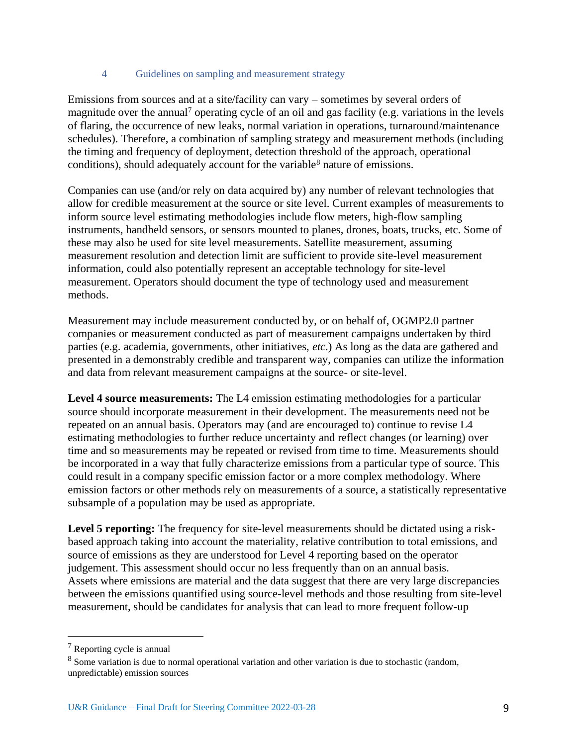## 4 Guidelines on sampling and measurement strategy

Emissions from sources and at a site/facility can vary – sometimes by several orders of magnitude over the annual[7] operating cycle of an oil and gas facility (e.g. variations in the levels of flaring, the occurrence of new leaks, normal variation in operations, turnaround/maintenance schedules). Therefore, a combination of sampling strategy and measurement methods (including the timing and frequency of deployment, detection threshold of the approach, operational conditions), should adequately account for the variable[8] nature of emissions.

Companies can use (and/or rely on data acquired by) any number of relevant technologies that allow for credible measurement at the source or site level. Current examples of measurements to inform source level estimating methodologies include flow meters, high-flow sampling instruments, handheld sensors, or sensors mounted to planes, drones, boats, trucks, etc. Some of these may also be used for site level measurements. Satellite measurement, assuming measurement resolution and detection limit are sufficient to provide site-level measurement information, could also potentially represent an acceptable technology for site-level measurement. Operators should document the type of technology used and measurement methods.

Measurement may include measurement conducted by, or on behalf of, OGMP2.0 partner companies or measurement conducted as part of measurement campaigns undertaken by third parties (e.g. academia, governments, other initiatives, *etc*.) As long as the data are gathered and presented in a demonstrably credible and transparent way, companies can utilize the information and data from relevant measurement campaigns at the source- or site-level.

**Level 4 source measurements:** The L4 emission estimating methodologies for a particular source should incorporate measurement in their development. The measurements need not be repeated on an annual basis. Operators may (and are encouraged to) continue to revise L4 estimating methodologies to further reduce uncertainty and reflect changes (or learning) over time and so measurements may be repeated or revised from time to time. Measurements should be incorporated in a way that fully characterize emissions from a particular type of source. This could result in a company specific emission factor or a more complex methodology. Where emission factors or other methods rely on measurements of a source, a statistically representative subsample of a population may be used as appropriate.

**Level 5 reporting:** The frequency for site-level measurements should be dictated using a risk-based approach taking into account the materiality, relative contribution to total emissions, and source of emissions as they are understood for Level 4 reporting based on the operator judgement. This assessment should occur no less frequently than on an annual basis.
Assets where emissions are material and the data suggest that there are very large discrepancies between the emissions quantified using source-level methods and those resulting from site-level measurement, should be candidates for analysis that can lead to more frequent follow-up

---

[7] Reporting cycle is annual

[8] Some variation is due to normal operational variation and other variation is due to stochastic (random, unpredictable) emission sources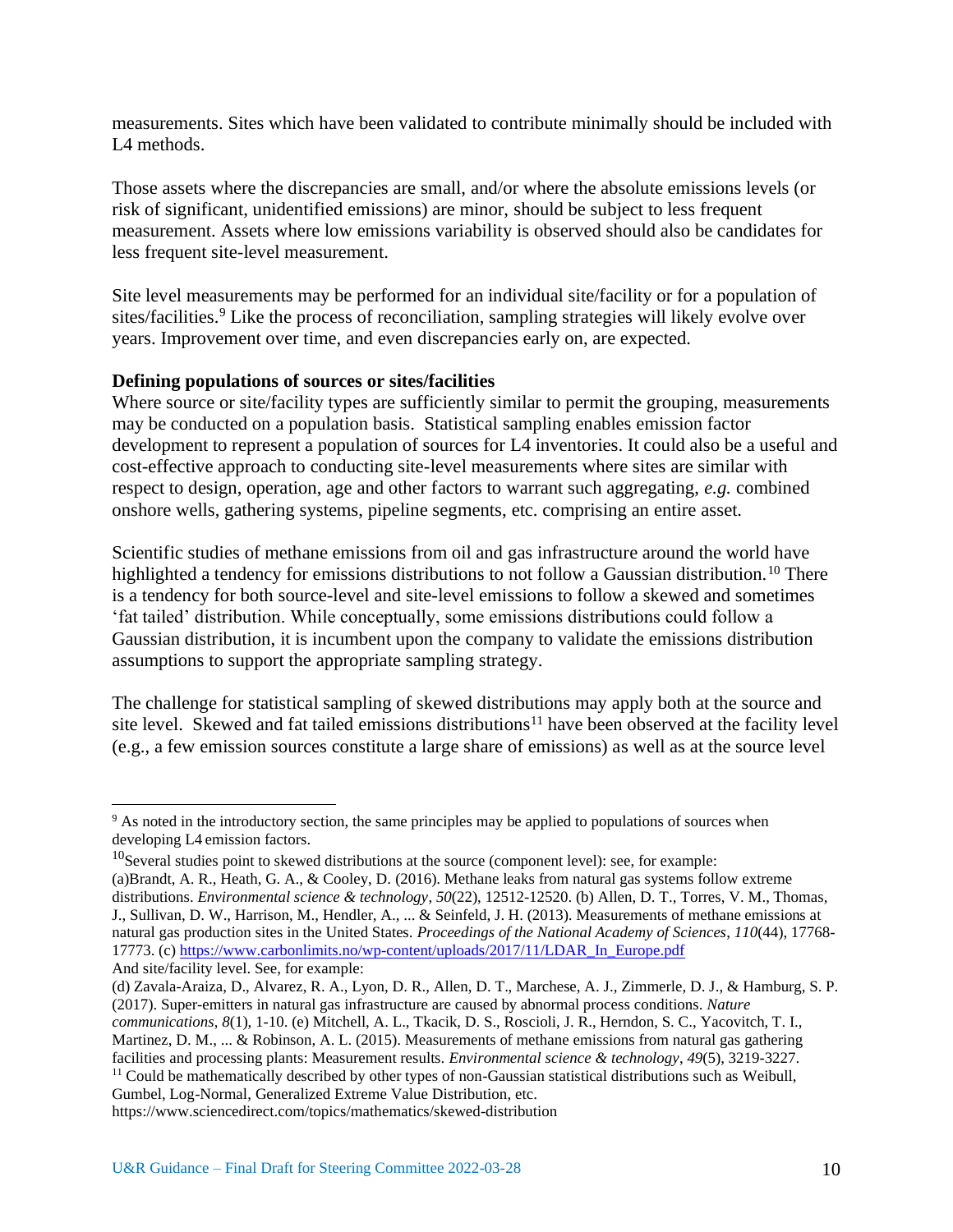measurements. Sites which have been validated to contribute minimally should be included with L4 methods.

Those assets where the discrepancies are small, and/or where the absolute emissions levels (or risk of significant, unidentified emissions) are minor, should be subject to less frequent measurement. Assets where low emissions variability is observed should also be candidates for less frequent site-level measurement.

Site level measurements may be performed for an individual site/facility or for a population of sites/facilities.[9] Like the process of reconciliation, sampling strategies will likely evolve over years. Improvement over time, and even discrepancies early on, are expected.

**Defining populations of sources or sites/facilities**

Where source or site/facility types are sufficiently similar to permit the grouping, measurements may be conducted on a population basis. Statistical sampling enables emission factor development to represent a population of sources for L4 inventories. It could also be a useful and cost-effective approach to conducting site-level measurements where sites are similar with respect to design, operation, age and other factors to warrant such aggregating, *e.g.* combined onshore wells, gathering systems, pipeline segments, etc. comprising an entire asset.

Scientific studies of methane emissions from oil and gas infrastructure around the world have highlighted a tendency for emissions distributions to not follow a Gaussian distribution.[10] There is a tendency for both source-level and site-level emissions to follow a skewed and sometimes 'fat tailed' distribution. While conceptually, some emissions distributions could follow a Gaussian distribution, it is incumbent upon the company to validate the emissions distribution assumptions to support the appropriate sampling strategy.

The challenge for statistical sampling of skewed distributions may apply both at the source and site level. Skewed and fat tailed emissions distributions[11] have been observed at the facility level (e.g., a few emission sources constitute a large share of emissions) as well as at the source level

---

[9] As noted in the introductory section, the same principles may be applied to populations of sources when developing L4 emission factors.

[10] Several studies point to skewed distributions at the source (component level): see, for example: (a)Brandt, A. R., Heath, G. A., & Cooley, D. (2016). Methane leaks from natural gas systems follow extreme distributions. *Environmental science & technology*, *50*(22), 12512-12520. (b) Allen, D. T., Torres, V. M., Thomas, J., Sullivan, D. W., Harrison, M., Hendler, A., ... & Seinfeld, J. H. (2013). Measurements of methane emissions at natural gas production sites in the United States. *Proceedings of the National Academy of Sciences*, *110*(44), 17768-17773. (c) https://www.carbonlimits.no/wp-content/uploads/2017/11/LDAR_In_Europe.pdf
And site/facility level. See, for example:
(d) Zavala-Araiza, D., Alvarez, R. A., Lyon, D. R., Allen, D. T., Marchese, A. J., Zimmerle, D. J., & Hamburg, S. P. (2017). Super-emitters in natural gas infrastructure are caused by abnormal process conditions. *Nature communications*, *8*(1), 1-10. (e) Mitchell, A. L., Tkacik, D. S., Roscioli, J. R., Herndon, S. C., Yacovitch, T. I., Martinez, D. M., ... & Robinson, A. L. (2015). Measurements of methane emissions from natural gas gathering facilities and processing plants: Measurement results. *Environmental science & technology*, *49*(5), 3219-3227.

[11] Could be mathematically described by other types of non-Gaussian statistical distributions such as Weibull, Gumbel, Log-Normal, Generalized Extreme Value Distribution, etc.
https://www.sciencedirect.com/topics/mathematics/skewed-distribution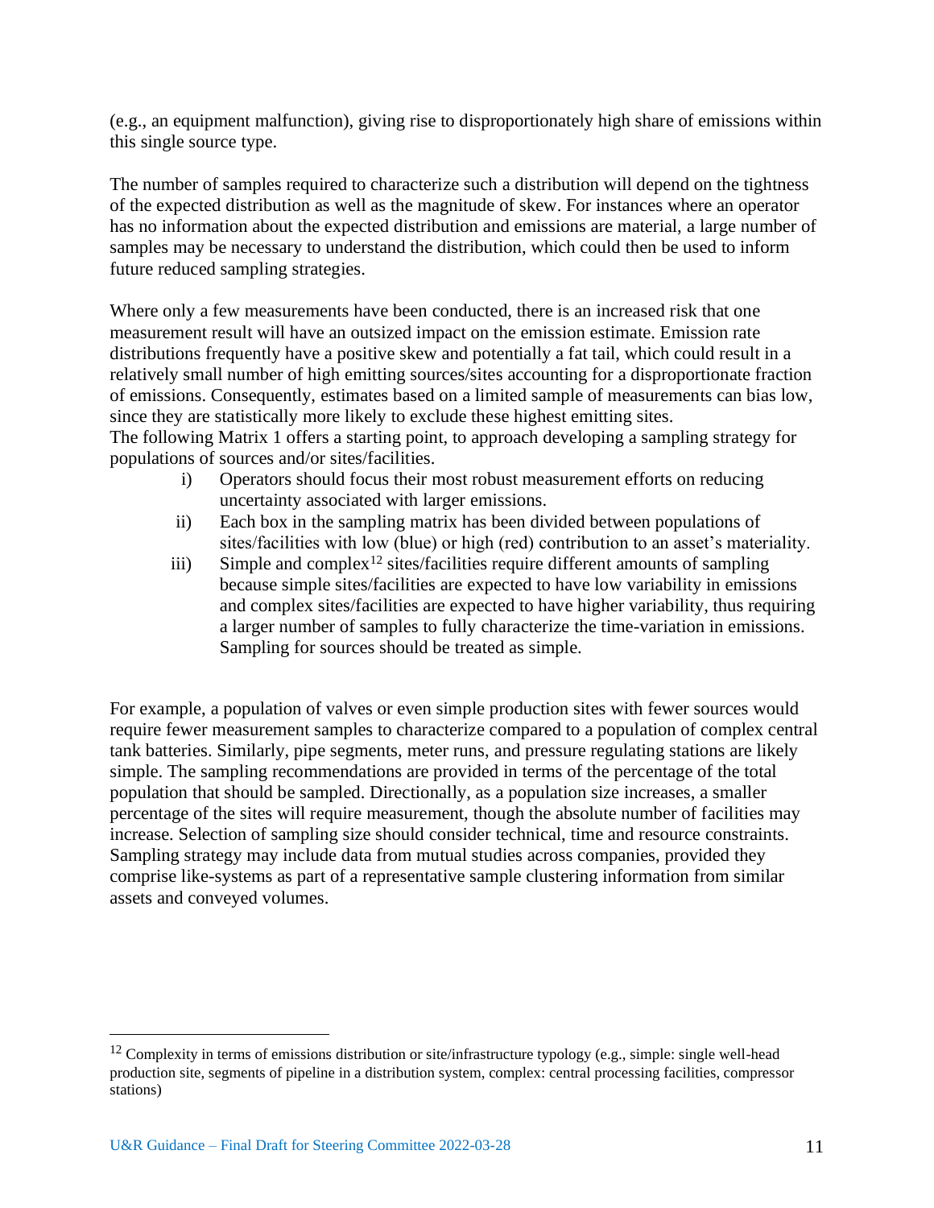(e.g., an equipment malfunction), giving rise to disproportionately high share of emissions within this single source type.

The number of samples required to characterize such a distribution will depend on the tightness of the expected distribution as well as the magnitude of skew. For instances where an operator has no information about the expected distribution and emissions are material, a large number of samples may be necessary to understand the distribution, which could then be used to inform future reduced sampling strategies.

Where only a few measurements have been conducted, there is an increased risk that one measurement result will have an outsized impact on the emission estimate. Emission rate distributions frequently have a positive skew and potentially a fat tail, which could result in a relatively small number of high emitting sources/sites accounting for a disproportionate fraction of emissions. Consequently, estimates based on a limited sample of measurements can bias low, since they are statistically more likely to exclude these highest emitting sites.
The following Matrix 1 offers a starting point, to approach developing a sampling strategy for populations of sources and/or sites/facilities.

i) Operators should focus their most robust measurement efforts on reducing uncertainty associated with larger emissions.
ii) Each box in the sampling matrix has been divided between populations of sites/facilities with low (blue) or high (red) contribution to an asset's materiality.
iii) Simple and complex[12] sites/facilities require different amounts of sampling because simple sites/facilities are expected to have low variability in emissions and complex sites/facilities are expected to have higher variability, thus requiring a larger number of samples to fully characterize the time-variation in emissions. Sampling for sources should be treated as simple.

For example, a population of valves or even simple production sites with fewer sources would require fewer measurement samples to characterize compared to a population of complex central tank batteries. Similarly, pipe segments, meter runs, and pressure regulating stations are likely simple. The sampling recommendations are provided in terms of the percentage of the total population that should be sampled. Directionally, as a population size increases, a smaller percentage of the sites will require measurement, though the absolute number of facilities may increase. Selection of sampling size should consider technical, time and resource constraints. Sampling strategy may include data from mutual studies across companies, provided they comprise like-systems as part of a representative sample clustering information from similar assets and conveyed volumes.

[12] Complexity in terms of emissions distribution or site/infrastructure typology (e.g., simple: single well-head production site, segments of pipeline in a distribution system, complex: central processing facilities, compressor stations)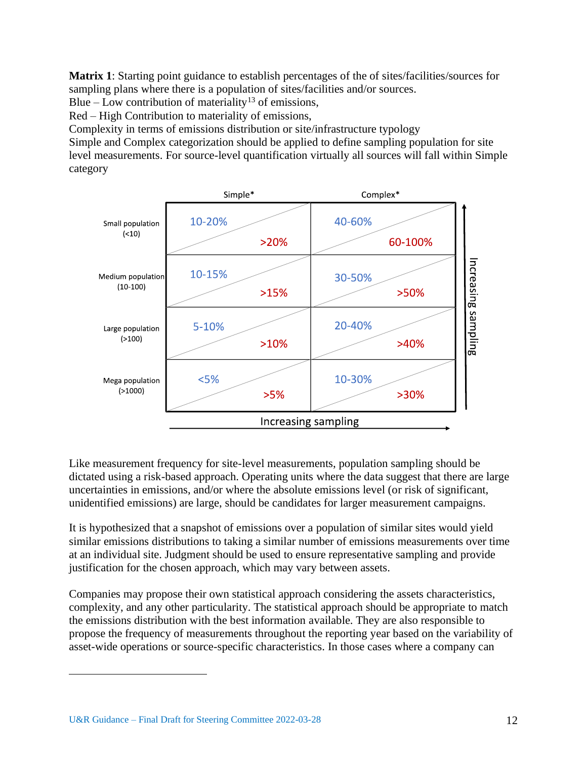**Matrix 1**: Starting point guidance to establish percentages of the of sites/facilities/sources for sampling plans where there is a population of sites/facilities and/or sources.
Blue – Low contribution of materiality[13] of emissions,
Red – High Contribution to materiality of emissions,
Complexity in terms of emissions distribution or site/infrastructure typology
Simple and Complex categorization should be applied to define sampling population for site level measurements. For source-level quantification virtually all sources will fall within Simple category

| | Simple* (Blue) | Simple* (Red) | Complex* (Blue) | Complex* (Red) |
|---|---|---|---|---|
| Small population (<10) | 10-20% | >20% | 40-60% | 60-100% |
| Medium population (10-100) | 10-15% | >15% | 30-50% | >50% |
| Large population (>100) | 5-10% | >10% | 20-40% | >40% |
| Mega population (>1000) | <5% | >5% | 10-30% | >30% |

Increasing sampling (from Simple to Complex; from Mega population to Small population)

Like measurement frequency for site-level measurements, population sampling should be dictated using a risk-based approach. Operating units where the data suggest that there are large uncertainties in emissions, and/or where the absolute emissions level (or risk of significant, unidentified emissions) are large, should be candidates for larger measurement campaigns.

It is hypothesized that a snapshot of emissions over a population of similar sites would yield similar emissions distributions to taking a similar number of emissions measurements over time at an individual site. Judgment should be used to ensure representative sampling and provide justification for the chosen approach, which may vary between assets.

Companies may propose their own statistical approach considering the assets characteristics, complexity, and any other particularity. The statistical approach should be appropriate to match the emissions distribution with the best information available. They are also responsible to propose the frequency of measurements throughout the reporting year based on the variability of asset-wide operations or source-specific characteristics. In those cases where a company can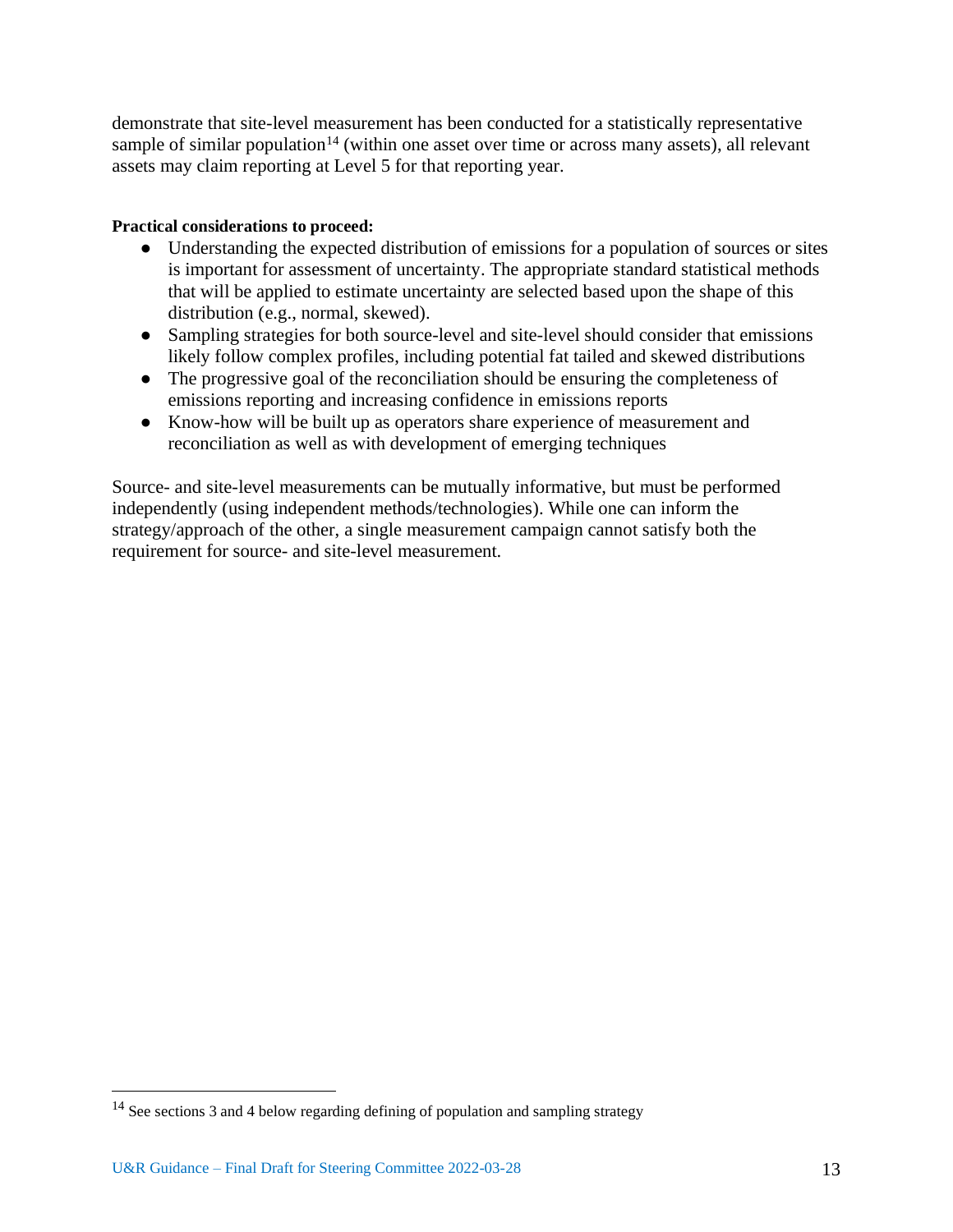demonstrate that site-level measurement has been conducted for a statistically representative sample of similar population[14] (within one asset over time or across many assets), all relevant assets may claim reporting at Level 5 for that reporting year.

**Practical considerations to proceed:**

- Understanding the expected distribution of emissions for a population of sources or sites is important for assessment of uncertainty. The appropriate standard statistical methods that will be applied to estimate uncertainty are selected based upon the shape of this distribution (e.g., normal, skewed).
- Sampling strategies for both source-level and site-level should consider that emissions likely follow complex profiles, including potential fat tailed and skewed distributions
- The progressive goal of the reconciliation should be ensuring the completeness of emissions reporting and increasing confidence in emissions reports
- Know-how will be built up as operators share experience of measurement and reconciliation as well as with development of emerging techniques

Source- and site-level measurements can be mutually informative, but must be performed independently (using independent methods/technologies). While one can inform the strategy/approach of the other, a single measurement campaign cannot satisfy both the requirement for source- and site-level measurement.

[14] See sections 3 and 4 below regarding defining of population and sampling strategy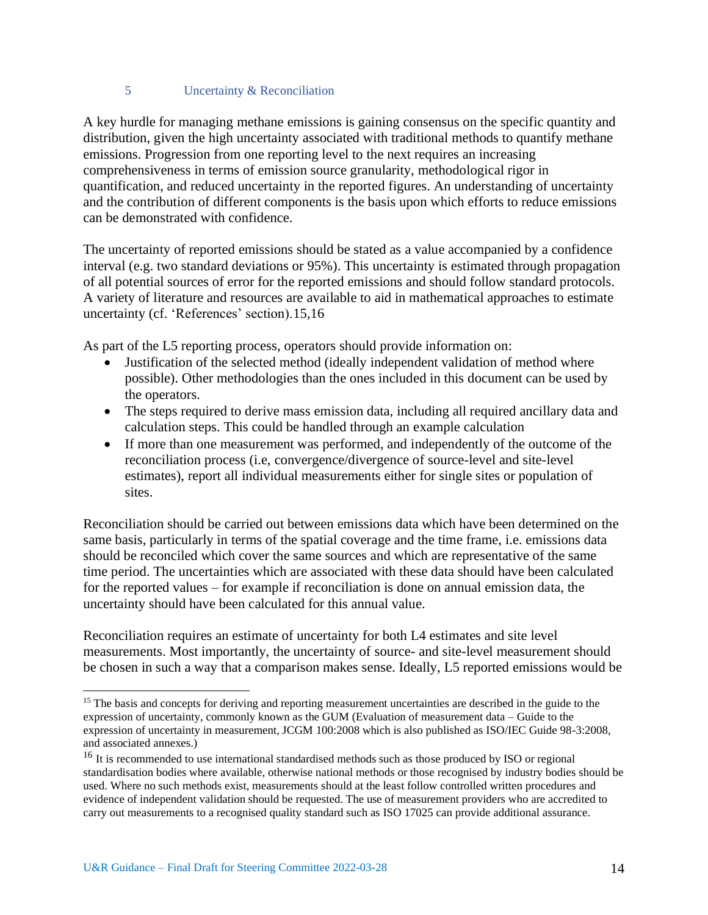## 5 Uncertainty & Reconciliation

A key hurdle for managing methane emissions is gaining consensus on the specific quantity and distribution, given the high uncertainty associated with traditional methods to quantify methane emissions. Progression from one reporting level to the next requires an increasing comprehensiveness in terms of emission source granularity, methodological rigor in quantification, and reduced uncertainty in the reported figures. An understanding of uncertainty and the contribution of different components is the basis upon which efforts to reduce emissions can be demonstrated with confidence.

The uncertainty of reported emissions should be stated as a value accompanied by a confidence interval (e.g. two standard deviations or 95%). This uncertainty is estimated through propagation of all potential sources of error for the reported emissions and should follow standard protocols. A variety of literature and resources are available to aid in mathematical approaches to estimate uncertainty (cf. 'References' section).15,16

As part of the L5 reporting process, operators should provide information on:

- Justification of the selected method (ideally independent validation of method where possible). Other methodologies than the ones included in this document can be used by the operators.
- The steps required to derive mass emission data, including all required ancillary data and calculation steps. This could be handled through an example calculation
- If more than one measurement was performed, and independently of the outcome of the reconciliation process (i.e, convergence/divergence of source-level and site-level estimates), report all individual measurements either for single sites or population of sites.

Reconciliation should be carried out between emissions data which have been determined on the same basis, particularly in terms of the spatial coverage and the time frame, i.e. emissions data should be reconciled which cover the same sources and which are representative of the same time period. The uncertainties which are associated with these data should have been calculated for the reported values – for example if reconciliation is done on annual emission data, the uncertainty should have been calculated for this annual value.

Reconciliation requires an estimate of uncertainty for both L4 estimates and site level measurements. Most importantly, the uncertainty of source- and site-level measurement should be chosen in such a way that a comparison makes sense. Ideally, L5 reported emissions would be

---

[15] The basis and concepts for deriving and reporting measurement uncertainties are described in the guide to the expression of uncertainty, commonly known as the GUM (Evaluation of measurement data – Guide to the expression of uncertainty in measurement, JCGM 100:2008 which is also published as ISO/IEC Guide 98-3:2008, and associated annexes.)

[16] It is recommended to use international standardised methods such as those produced by ISO or regional standardisation bodies where available, otherwise national methods or those recognised by industry bodies should be used. Where no such methods exist, measurements should at the least follow controlled written procedures and evidence of independent validation should be requested. The use of measurement providers who are accredited to carry out measurements to a recognised quality standard such as ISO 17025 can provide additional assurance.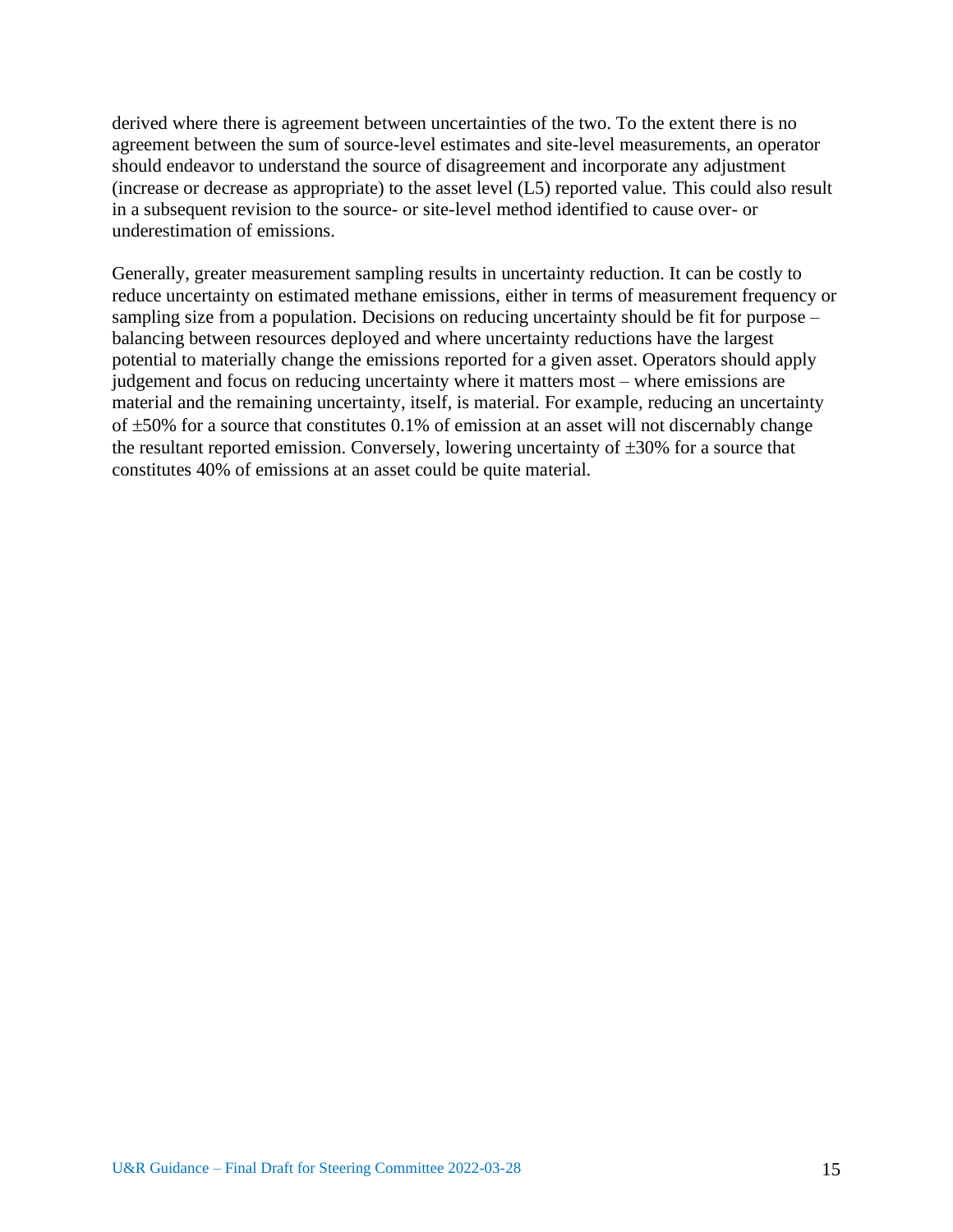derived where there is agreement between uncertainties of the two. To the extent there is no agreement between the sum of source-level estimates and site-level measurements, an operator should endeavor to understand the source of disagreement and incorporate any adjustment (increase or decrease as appropriate) to the asset level (L5) reported value. This could also result in a subsequent revision to the source- or site-level method identified to cause over- or underestimation of emissions.

Generally, greater measurement sampling results in uncertainty reduction. It can be costly to reduce uncertainty on estimated methane emissions, either in terms of measurement frequency or sampling size from a population. Decisions on reducing uncertainty should be fit for purpose – balancing between resources deployed and where uncertainty reductions have the largest potential to materially change the emissions reported for a given asset. Operators should apply judgement and focus on reducing uncertainty where it matters most – where emissions are material and the remaining uncertainty, itself, is material. For example, reducing an uncertainty of ±50% for a source that constitutes 0.1% of emission at an asset will not discernably change the resultant reported emission. Conversely, lowering uncertainty of ±30% for a source that constitutes 40% of emissions at an asset could be quite material.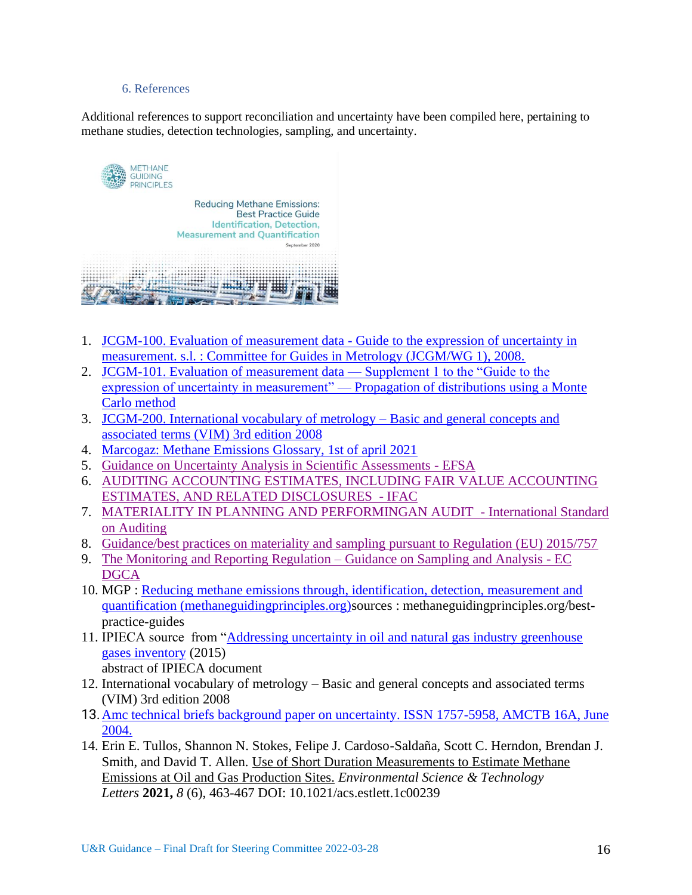## 6. References

Additional references to support reconciliation and uncertainty have been compiled here, pertaining to methane studies, detection technologies, sampling, and uncertainty.

1. JCGM-100. Evaluation of measurement data - Guide to the expression of uncertainty in measurement. s.l. : Committee for Guides in Metrology (JCGM/WG 1), 2008.
2. JCGM-101. Evaluation of measurement data — Supplement 1 to the "Guide to the expression of uncertainty in measurement" — Propagation of distributions using a Monte Carlo method
3. JCGM-200. International vocabulary of metrology – Basic and general concepts and associated terms (VIM) 3rd edition 2008
4. Marcogaz: Methane Emissions Glossary, 1st of april 2021
5. Guidance on Uncertainty Analysis in Scientific Assessments - EFSA
6. AUDITING ACCOUNTING ESTIMATES, INCLUDING FAIR VALUE ACCOUNTING ESTIMATES, AND RELATED DISCLOSURES - IFAC
7. MATERIALITY IN PLANNING AND PERFORMINGAN AUDIT - International Standard on Auditing
8. Guidance/best practices on materiality and sampling pursuant to Regulation (EU) 2015/757
9. The Monitoring and Reporting Regulation – Guidance on Sampling and Analysis - EC DGCA
10. MGP : Reducing methane emissions through, identification, detection, measurement and quantification (methaneguidingprinciples.org)sources : methaneguidingprinciples.org/best-practice-guides
11. IPIECA source from "Addressing uncertainty in oil and natural gas industry greenhouse gases inventory (2015)
    abstract of IPIECA document
12. International vocabulary of metrology – Basic and general concepts and associated terms (VIM) 3rd edition 2008
13. Amc technical briefs background paper on uncertainty. ISSN 1757-5958, AMCTB 16A, June 2004.
14. Erin E. Tullos, Shannon N. Stokes, Felipe J. Cardoso-Saldaña, Scott C. Herndon, Brendan J. Smith, and David T. Allen. Use of Short Duration Measurements to Estimate Methane Emissions at Oil and Gas Production Sites. *Environmental Science & Technology Letters* **2021,** *8* (6), 463-467 DOI: 10.1021/acs.estlett.1c00239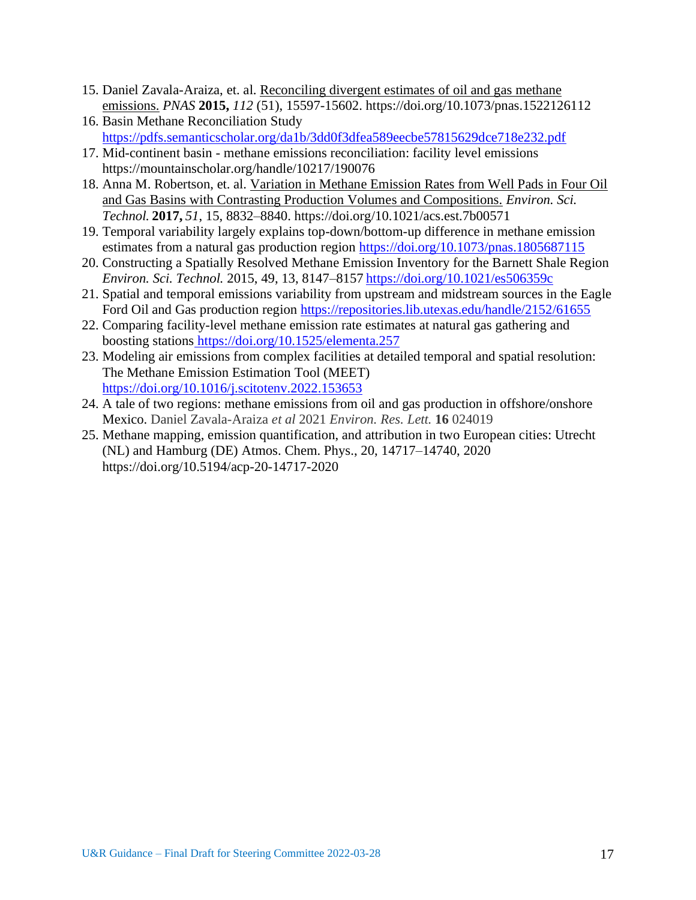15. Daniel Zavala-Araiza, et. al. Reconciling divergent estimates of oil and gas methane emissions. *PNAS* **2015,** *112* (51), 15597-15602. https://doi.org/10.1073/pnas.1522126112
16. Basin Methane Reconciliation Study https://pdfs.semanticscholar.org/da1b/3dd0f3dfea589eecbe57815629dce718e232.pdf
17. Mid-continent basin - methane emissions reconciliation: facility level emissions https://mountainscholar.org/handle/10217/190076
18. Anna M. Robertson, et. al. Variation in Methane Emission Rates from Well Pads in Four Oil and Gas Basins with Contrasting Production Volumes and Compositions. *Environ. Sci. Technol.* **2017,** *51*, 15, 8832–8840. https://doi.org/10.1021/acs.est.7b00571
19. Temporal variability largely explains top-down/bottom-up difference in methane emission estimates from a natural gas production region https://doi.org/10.1073/pnas.1805687115
20. Constructing a Spatially Resolved Methane Emission Inventory for the Barnett Shale Region *Environ. Sci. Technol.* 2015, 49, 13, 8147–8157 https://doi.org/10.1021/es506359c
21. Spatial and temporal emissions variability from upstream and midstream sources in the Eagle Ford Oil and Gas production region https://repositories.lib.utexas.edu/handle/2152/61655
22. Comparing facility-level methane emission rate estimates at natural gas gathering and boosting stations https://doi.org/10.1525/elementa.257
23. Modeling air emissions from complex facilities at detailed temporal and spatial resolution: The Methane Emission Estimation Tool (MEET) https://doi.org/10.1016/j.scitotenv.2022.153653
24. A tale of two regions: methane emissions from oil and gas production in offshore/onshore Mexico. Daniel Zavala-Araiza *et al* 2021 *Environ. Res. Lett.* **16** 024019
25. Methane mapping, emission quantification, and attribution in two European cities: Utrecht (NL) and Hamburg (DE) Atmos. Chem. Phys., 20, 14717–14740, 2020 https://doi.org/10.5194/acp-20-14717-2020